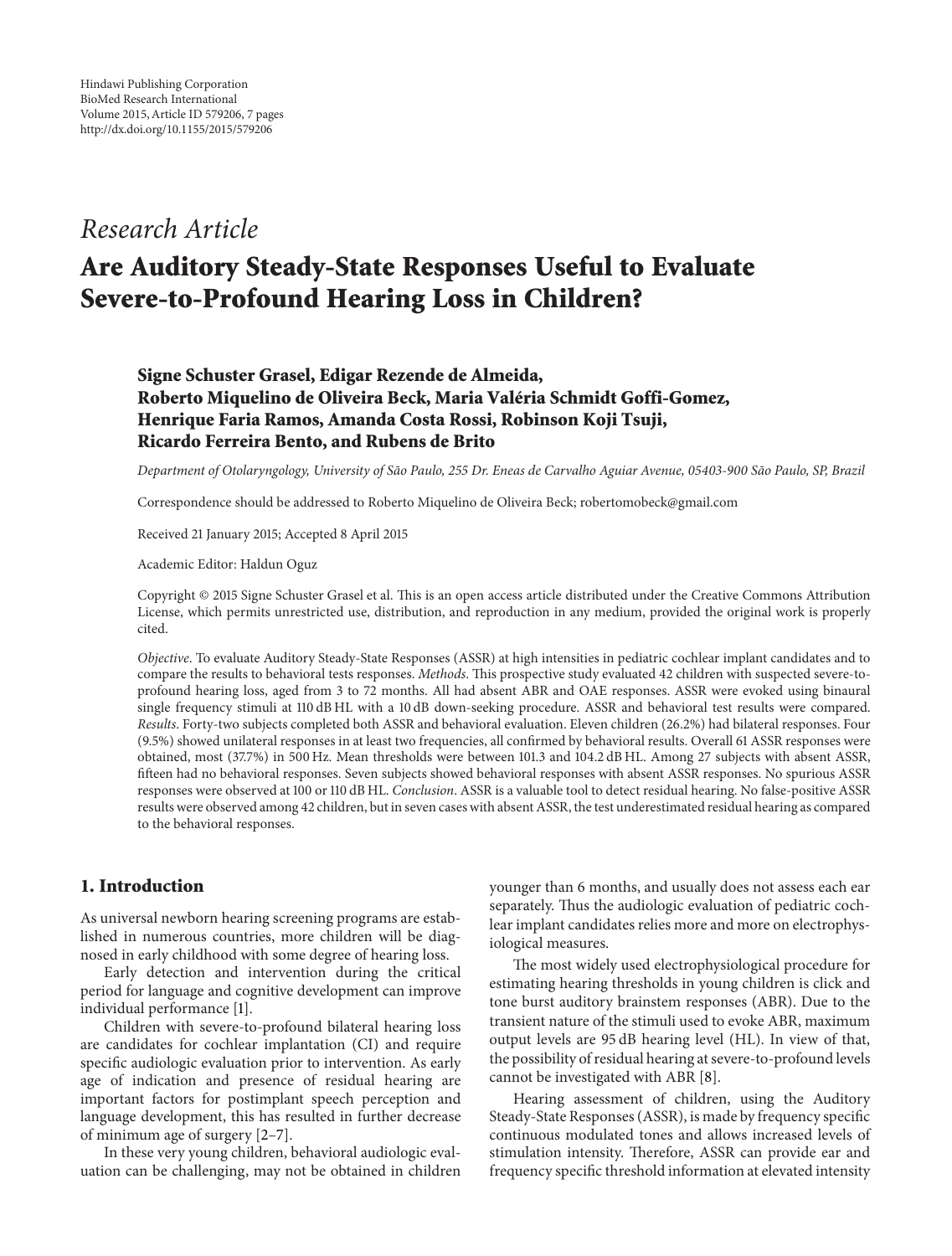Hindawi Publishing Corporation
BioMed Research International
Volume 2015, Article ID 579206, 7 pages
http://dx.doi.org/10.1155/2015/579206

*Research Article*

# Are Auditory Steady-State Responses Useful to Evaluate Severe-to-Profound Hearing Loss in Children?

**Signe Schuster Grasel, Edigar Rezende de Almeida, Roberto Miquelino de Oliveira Beck, Maria Valéria Schmidt Goffi-Gomez, Henrique Faria Ramos, Amanda Costa Rossi, Robinson Koji Tsuji, Ricardo Ferreira Bento, and Rubens de Brito**

*Department of Otolaryngology, University of São Paulo, 255 Dr. Eneas de Carvalho Aguiar Avenue, 05403-900 São Paulo, SP, Brazil*

Correspondence should be addressed to Roberto Miquelino de Oliveira Beck; robertomobeck@gmail.com

Received 21 January 2015; Accepted 8 April 2015

Academic Editor: Haldun Oguz

Copyright © 2015 Signe Schuster Grasel et al. This is an open access article distributed under the Creative Commons Attribution License, which permits unrestricted use, distribution, and reproduction in any medium, provided the original work is properly cited.

*Objective*. To evaluate Auditory Steady-State Responses (ASSR) at high intensities in pediatric cochlear implant candidates and to compare the results to behavioral tests responses. *Methods*. This prospective study evaluated 42 children with suspected severe-to-profound hearing loss, aged from 3 to 72 months. All had absent ABR and OAE responses. ASSR were evoked using binaural single frequency stimuli at 110 dB HL with a 10 dB down-seeking procedure. ASSR and behavioral test results were compared. *Results*. Forty-two subjects completed both ASSR and behavioral evaluation. Eleven children (26.2%) had bilateral responses. Four (9.5%) showed unilateral responses in at least two frequencies, all confirmed by behavioral results. Overall 61 ASSR responses were obtained, most (37.7%) in 500 Hz. Mean thresholds were between 101.3 and 104.2 dB HL. Among 27 subjects with absent ASSR, fifteen had no behavioral responses. Seven subjects showed behavioral responses with absent ASSR responses. No spurious ASSR responses were observed at 100 or 110 dB HL. *Conclusion*. ASSR is a valuable tool to detect residual hearing. No false-positive ASSR results were observed among 42 children, but in seven cases with absent ASSR, the test underestimated residual hearing as compared to the behavioral responses.

## 1. Introduction

As universal newborn hearing screening programs are established in numerous countries, more children will be diagnosed in early childhood with some degree of hearing loss.

Early detection and intervention during the critical period for language and cognitive development can improve individual performance [1].

Children with severe-to-profound bilateral hearing loss are candidates for cochlear implantation (CI) and require specific audiologic evaluation prior to intervention. As early age of indication and presence of residual hearing are important factors for postimplant speech perception and language development, this has resulted in further decrease of minimum age of surgery [2–7].

In these very young children, behavioral audiologic evaluation can be challenging, may not be obtained in children younger than 6 months, and usually does not assess each ear separately. Thus the audiologic evaluation of pediatric cochlear implant candidates relies more and more on electrophysiological measures.

The most widely used electrophysiological procedure for estimating hearing thresholds in young children is click and tone burst auditory brainstem responses (ABR). Due to the transient nature of the stimuli used to evoke ABR, maximum output levels are 95 dB hearing level (HL). In view of that, the possibility of residual hearing at severe-to-profound levels cannot be investigated with ABR [8].

Hearing assessment of children, using the Auditory Steady-State Responses (ASSR), is made by frequency specific continuous modulated tones and allows increased levels of stimulation intensity. Therefore, ASSR can provide ear and frequency specific threshold information at elevated intensity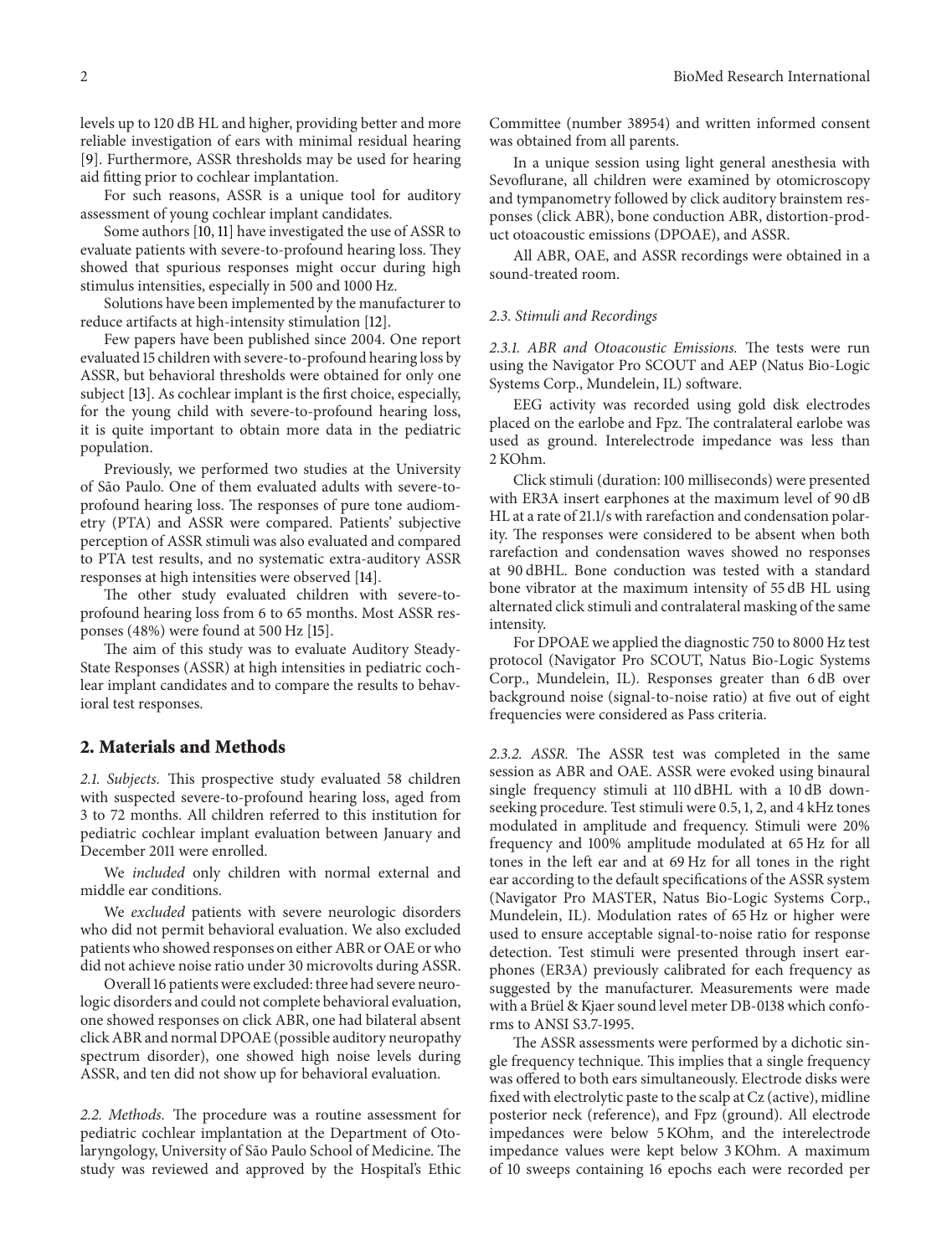levels up to 120 dB HL and higher, providing better and more reliable investigation of ears with minimal residual hearing [9]. Furthermore, ASSR thresholds may be used for hearing aid fitting prior to cochlear implantation.

For such reasons, ASSR is a unique tool for auditory assessment of young cochlear implant candidates.

Some authors [10, 11] have investigated the use of ASSR to evaluate patients with severe-to-profound hearing loss. They showed that spurious responses might occur during high stimulus intensities, especially in 500 and 1000 Hz.

Solutions have been implemented by the manufacturer to reduce artifacts at high-intensity stimulation [12].

Few papers have been published since 2004. One report evaluated 15 children with severe-to-profound hearing loss by ASSR, but behavioral thresholds were obtained for only one subject [13]. As cochlear implant is the first choice, especially, for the young child with severe-to-profound hearing loss, it is quite important to obtain more data in the pediatric population.

Previously, we performed two studies at the University of São Paulo. One of them evaluated adults with severe-to-profound hearing loss. The responses of pure tone audiometry (PTA) and ASSR were compared. Patients' subjective perception of ASSR stimuli was also evaluated and compared to PTA test results, and no systematic extra-auditory ASSR responses at high intensities were observed [14].

The other study evaluated children with severe-to-profound hearing loss from 6 to 65 months. Most ASSR responses (48%) were found at 500 Hz [15].

The aim of this study was to evaluate Auditory Steady-State Responses (ASSR) at high intensities in pediatric cochlear implant candidates and to compare the results to behavioral test responses.

## 2. Materials and Methods

*2.1. Subjects.* This prospective study evaluated 58 children with suspected severe-to-profound hearing loss, aged from 3 to 72 months. All children referred to this institution for pediatric cochlear implant evaluation between January and December 2011 were enrolled.

We *included* only children with normal external and middle ear conditions.

We *excluded* patients with severe neurologic disorders who did not permit behavioral evaluation. We also excluded patients who showed responses on either ABR or OAE or who did not achieve noise ratio under 30 microvolts during ASSR.

Overall 16 patients were excluded: three had severe neurologic disorders and could not complete behavioral evaluation, one showed responses on click ABR, one had bilateral absent click ABR and normal DPOAE (possible auditory neuropathy spectrum disorder), one showed high noise levels during ASSR, and ten did not show up for behavioral evaluation.

*2.2. Methods.* The procedure was a routine assessment for pediatric cochlear implantation at the Department of Otolaryngology, University of São Paulo School of Medicine. The study was reviewed and approved by the Hospital's Ethic Committee (number 38954) and written informed consent was obtained from all parents.

In a unique session using light general anesthesia with Sevoflurane, all children were examined by otomicroscopy and tympanometry followed by click auditory brainstem responses (click ABR), bone conduction ABR, distortion-product otoacoustic emissions (DPOAE), and ASSR.

All ABR, OAE, and ASSR recordings were obtained in a sound-treated room.

*2.3. Stimuli and Recordings*

*2.3.1. ABR and Otoacoustic Emissions.* The tests were run using the Navigator Pro SCOUT and AEP (Natus Bio-Logic Systems Corp., Mundelein, IL) software.

EEG activity was recorded using gold disk electrodes placed on the earlobe and Fpz. The contralateral earlobe was used as ground. Interelectrode impedance was less than 2 KOhm.

Click stimuli (duration: 100 milliseconds) were presented with ER3A insert earphones at the maximum level of 90 dB HL at a rate of 21.1/s with rarefaction and condensation polarity. The responses were considered to be absent when both rarefaction and condensation waves showed no responses at 90 dBHL. Bone conduction was tested with a standard bone vibrator at the maximum intensity of 55 dB HL using alternated click stimuli and contralateral masking of the same intensity.

For DPOAE we applied the diagnostic 750 to 8000 Hz test protocol (Navigator Pro SCOUT, Natus Bio-Logic Systems Corp., Mundelein, IL). Responses greater than 6 dB over background noise (signal-to-noise ratio) at five out of eight frequencies were considered as Pass criteria.

*2.3.2. ASSR.* The ASSR test was completed in the same session as ABR and OAE. ASSR were evoked using binaural single frequency stimuli at 110 dBHL with a 10 dB down-seeking procedure. Test stimuli were 0.5, 1, 2, and 4 kHz tones modulated in amplitude and frequency. Stimuli were 20% frequency and 100% amplitude modulated at 65 Hz for all tones in the left ear and at 69 Hz for all tones in the right ear according to the default specifications of the ASSR system (Navigator Pro MASTER, Natus Bio-Logic Systems Corp., Mundelein, IL). Modulation rates of 65 Hz or higher were used to ensure acceptable signal-to-noise ratio for response detection. Test stimuli were presented through insert earphones (ER3A) previously calibrated for each frequency as suggested by the manufacturer. Measurements were made with a Brüel & Kjaer sound level meter DB-0138 which conforms to ANSI S3.7-1995.

The ASSR assessments were performed by a dichotic single frequency technique. This implies that a single frequency was offered to both ears simultaneously. Electrode disks were fixed with electrolytic paste to the scalp at Cz (active), midline posterior neck (reference), and Fpz (ground). All electrode impedances were below 5 KOhm, and the interelectrode impedance values were kept below 3 KOhm. A maximum of 10 sweeps containing 16 epochs each were recorded per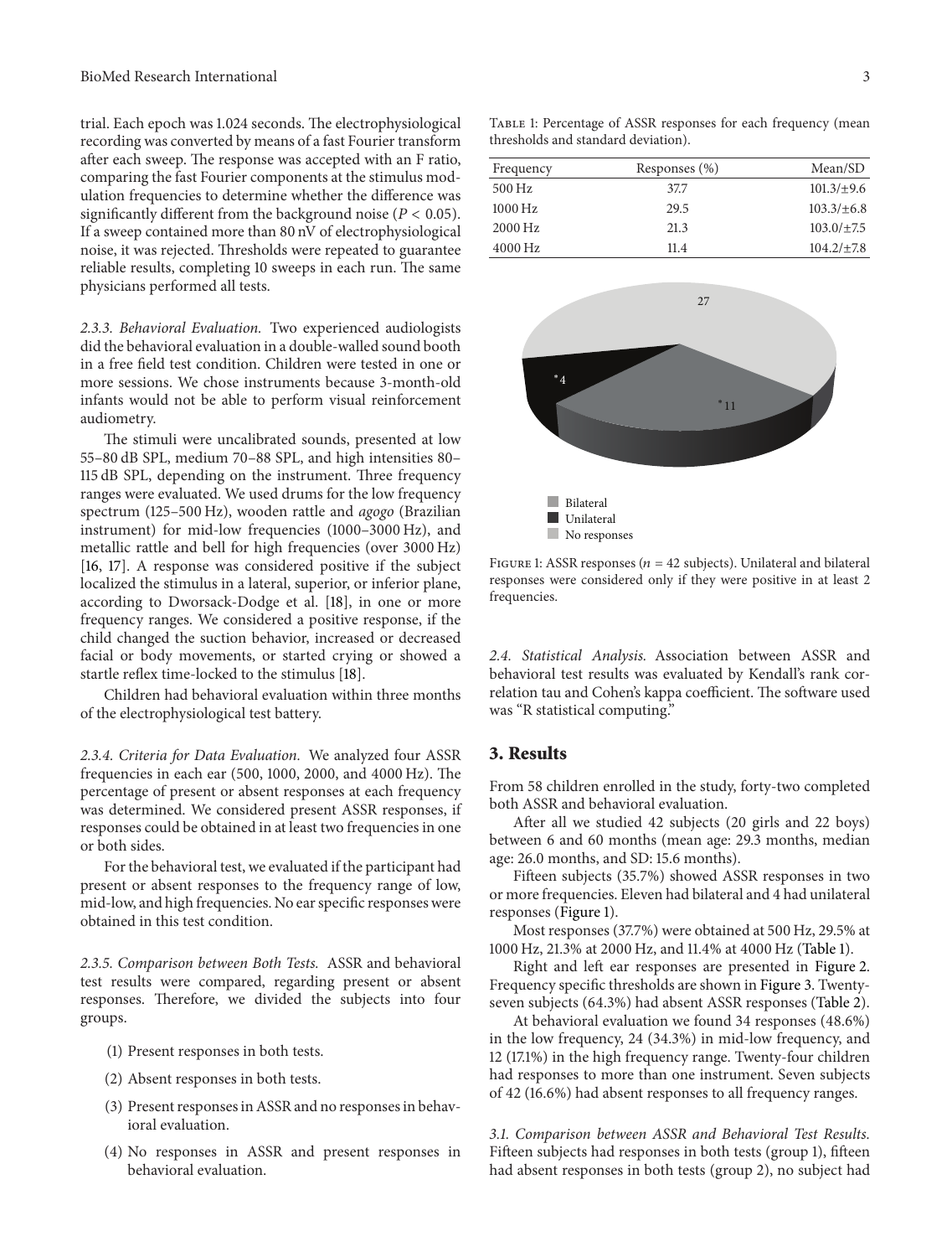trial. Each epoch was 1.024 seconds. The electrophysiological recording was converted by means of a fast Fourier transform after each sweep. The response was accepted with an F ratio, comparing the fast Fourier components at the stimulus modulation frequencies to determine whether the difference was significantly different from the background noise ($P < 0.05$). If a sweep contained more than 80 nV of electrophysiological noise, it was rejected. Thresholds were repeated to guarantee reliable results, completing 10 sweeps in each run. The same physicians performed all tests.

*2.3.3. Behavioral Evaluation.* Two experienced audiologists did the behavioral evaluation in a double-walled sound booth in a free field test condition. Children were tested in one or more sessions. We chose instruments because 3-month-old infants would not be able to perform visual reinforcement audiometry.

The stimuli were uncalibrated sounds, presented at low 55–80 dB SPL, medium 70–88 SPL, and high intensities 80–115 dB SPL, depending on the instrument. Three frequency ranges were evaluated. We used drums for the low frequency spectrum (125–500 Hz), wooden rattle and *agogo* (Brazilian instrument) for mid-low frequencies (1000–3000 Hz), and metallic rattle and bell for high frequencies (over 3000 Hz) [16, 17]. A response was considered positive if the subject localized the stimulus in a lateral, superior, or inferior plane, according to Dworsack-Dodge et al. [18], in one or more frequency ranges. We considered a positive response, if the child changed the suction behavior, increased or decreased facial or body movements, or started crying or showed a startle reflex time-locked to the stimulus [18].

Children had behavioral evaluation within three months of the electrophysiological test battery.

*2.3.4. Criteria for Data Evaluation.* We analyzed four ASSR frequencies in each ear (500, 1000, 2000, and 4000 Hz). The percentage of present or absent responses at each frequency was determined. We considered present ASSR responses, if responses could be obtained in at least two frequencies in one or both sides.

For the behavioral test, we evaluated if the participant had present or absent responses to the frequency range of low, mid-low, and high frequencies. No ear specific responses were obtained in this test condition.

*2.3.5. Comparison between Both Tests.* ASSR and behavioral test results were compared, regarding present or absent responses. Therefore, we divided the subjects into four groups.

(1) Present responses in both tests.

(2) Absent responses in both tests.

(3) Present responses in ASSR and no responses in behavioral evaluation.

(4) No responses in ASSR and present responses in behavioral evaluation.

Table 1: Percentage of ASSR responses for each frequency (mean thresholds and standard deviation).

| Frequency | Responses (%) | Mean/SD |
|---|---|---|
| 500 Hz | 37.7 | 101.3/±9.6 |
| 1000 Hz | 29.5 | 103.3/±6.8 |
| 2000 Hz | 21.3 | 103.0/±7.5 |
| 4000 Hz | 11.4 | 104.2/±7.8 |

Figure 1: ASSR responses ($n = 42$ subjects). Unilateral and bilateral responses were considered only if they were positive in at least 2 frequencies.

*2.4. Statistical Analysis.* Association between ASSR and behavioral test results was evaluated by Kendall's rank correlation tau and Cohen's kappa coefficient. The software used was "R statistical computing."

## 3. Results

From 58 children enrolled in the study, forty-two completed both ASSR and behavioral evaluation.

After all we studied 42 subjects (20 girls and 22 boys) between 6 and 60 months (mean age: 29.3 months, median age: 26.0 months, and SD: 15.6 months).

Fifteen subjects (35.7%) showed ASSR responses in two or more frequencies. Eleven had bilateral and 4 had unilateral responses (Figure 1).

Most responses (37.7%) were obtained at 500 Hz, 29.5% at 1000 Hz, 21.3% at 2000 Hz, and 11.4% at 4000 Hz (Table 1).

Right and left ear responses are presented in Figure 2. Frequency specific thresholds are shown in Figure 3. Twenty-seven subjects (64.3%) had absent ASSR responses (Table 2).

At behavioral evaluation we found 34 responses (48.6%) in the low frequency, 24 (34.3%) in mid-low frequency, and 12 (17.1%) in the high frequency range. Twenty-four children had responses to more than one instrument. Seven subjects of 42 (16.6%) had absent responses to all frequency ranges.

*3.1. Comparison between ASSR and Behavioral Test Results.* Fifteen subjects had responses in both tests (group 1), fifteen had absent responses in both tests (group 2), no subject had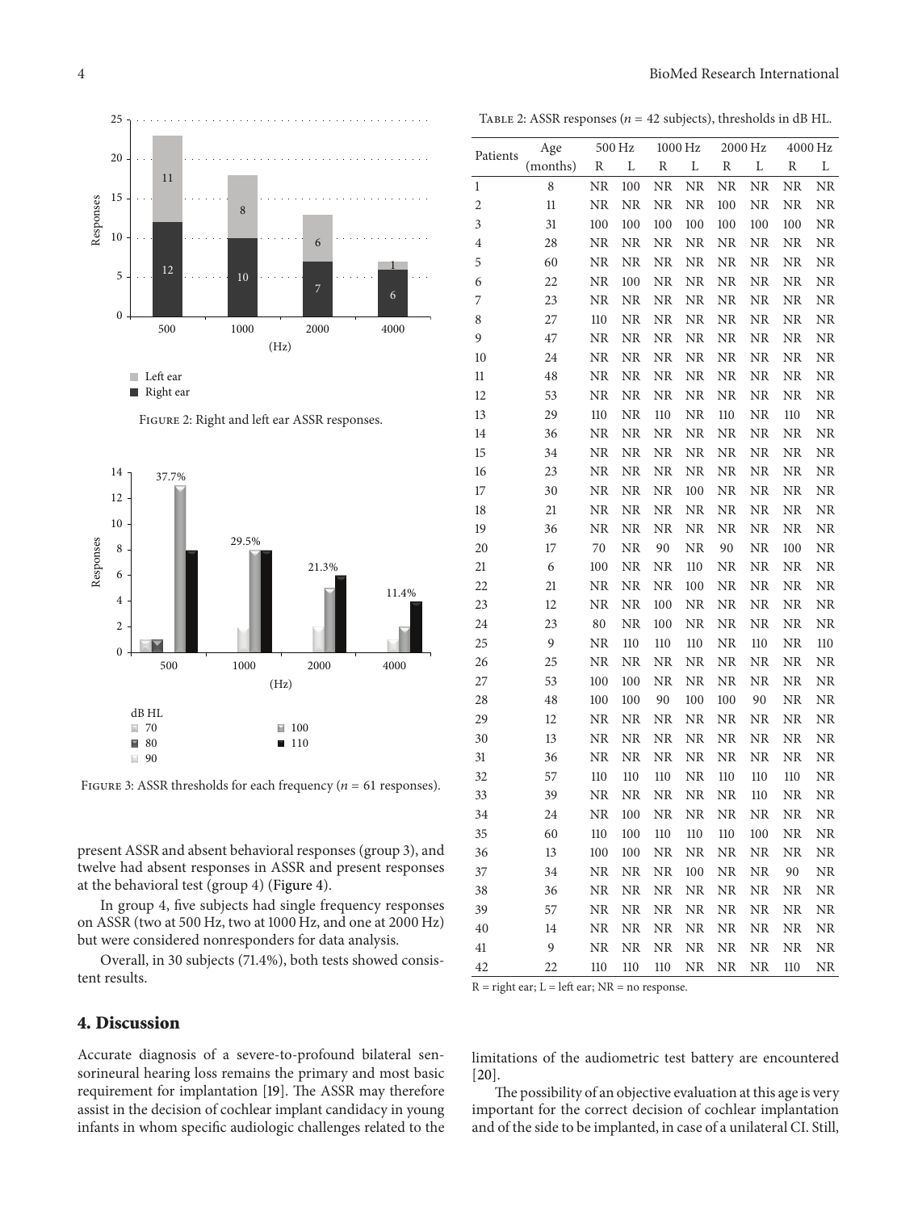Figure 2: Right and left ear ASSR responses.

Figure 3: ASSR thresholds for each frequency ($n$ = 61 responses).

present ASSR and absent behavioral responses (group 3), and twelve had absent responses in ASSR and present responses at the behavioral test (group 4) (Figure 4).

In group 4, five subjects had single frequency responses on ASSR (two at 500 Hz, two at 1000 Hz, and one at 2000 Hz) but were considered nonresponders for data analysis.

Overall, in 30 subjects (71.4%), both tests showed consistent results.

Table 2: ASSR responses ($n$ = 42 subjects), thresholds in dB HL.

| Patients | Age (months) | 500 Hz | | 1000 Hz | | 2000 Hz | | 4000 Hz | |
|---|---|---|---|---|---|---|---|---|---|
| | | R | L | R | L | R | L | R | L |
| 1 | 8 | NR | 100 | NR | NR | NR | NR | NR | NR |
| 2 | 11 | NR | NR | NR | NR | 100 | NR | NR | NR |
| 3 | 31 | 100 | 100 | 100 | 100 | 100 | 100 | 100 | NR |
| 4 | 28 | NR | NR | NR | NR | NR | NR | NR | NR |
| 5 | 60 | NR | NR | NR | NR | NR | NR | NR | NR |
| 6 | 22 | NR | 100 | NR | NR | NR | NR | NR | NR |
| 7 | 23 | NR | NR | NR | NR | NR | NR | NR | NR |
| 8 | 27 | 110 | NR | NR | NR | NR | NR | NR | NR |
| 9 | 47 | NR | NR | NR | NR | NR | NR | NR | NR |
| 10 | 24 | NR | NR | NR | NR | NR | NR | NR | NR |
| 11 | 48 | NR | NR | NR | NR | NR | NR | NR | NR |
| 12 | 53 | NR | NR | NR | NR | NR | NR | NR | NR |
| 13 | 29 | 110 | NR | 110 | NR | 110 | NR | 110 | NR |
| 14 | 36 | NR | NR | NR | NR | NR | NR | NR | NR |
| 15 | 34 | NR | NR | NR | NR | NR | NR | NR | NR |
| 16 | 23 | NR | NR | NR | NR | NR | NR | NR | NR |
| 17 | 30 | NR | NR | NR | 100 | NR | NR | NR | NR |
| 18 | 21 | NR | NR | NR | NR | NR | NR | NR | NR |
| 19 | 36 | NR | NR | NR | NR | NR | NR | NR | NR |
| 20 | 17 | 70 | NR | 90 | NR | 90 | NR | 100 | NR |
| 21 | 6 | 100 | NR | NR | 110 | NR | NR | NR | NR |
| 22 | 21 | NR | NR | NR | 100 | NR | NR | NR | NR |
| 23 | 12 | NR | NR | 100 | NR | NR | NR | NR | NR |
| 24 | 23 | 80 | NR | 100 | NR | NR | NR | NR | NR |
| 25 | 9 | NR | 110 | 110 | 110 | NR | 110 | NR | 110 |
| 26 | 25 | NR | NR | NR | NR | NR | NR | NR | NR |
| 27 | 53 | 100 | 100 | NR | NR | NR | NR | NR | NR |
| 28 | 48 | 100 | 100 | 90 | 100 | 100 | 90 | NR | NR |
| 29 | 12 | NR | NR | NR | NR | NR | NR | NR | NR |
| 30 | 13 | NR | NR | NR | NR | NR | NR | NR | NR |
| 31 | 36 | NR | NR | NR | NR | NR | NR | NR | NR |
| 32 | 57 | 110 | 110 | 110 | NR | 110 | 110 | 110 | NR |
| 33 | 39 | NR | NR | NR | NR | NR | 110 | NR | NR |
| 34 | 24 | NR | 100 | NR | NR | NR | NR | NR | NR |
| 35 | 60 | 110 | 100 | 110 | 110 | 110 | 100 | NR | NR |
| 36 | 13 | 100 | 100 | NR | NR | NR | NR | NR | NR |
| 37 | 34 | NR | NR | NR | 100 | NR | NR | 90 | NR |
| 38 | 36 | NR | NR | NR | NR | NR | NR | NR | NR |
| 39 | 57 | NR | NR | NR | NR | NR | NR | NR | NR |
| 40 | 14 | NR | NR | NR | NR | NR | NR | NR | NR |
| 41 | 9 | NR | NR | NR | NR | NR | NR | NR | NR |
| 42 | 22 | 110 | 110 | 110 | NR | NR | NR | 110 | NR |

R = right ear; L = left ear; NR = no response.

## 4. Discussion

Accurate diagnosis of a severe-to-profound bilateral sensorineural hearing loss remains the primary and most basic requirement for implantation [19]. The ASSR may therefore assist in the decision of cochlear implant candidacy in young infants in whom specific audiologic challenges related to the limitations of the audiometric test battery are encountered [20].

The possibility of an objective evaluation at this age is very important for the correct decision of cochlear implantation and of the side to be implanted, in case of a unilateral CI. Still,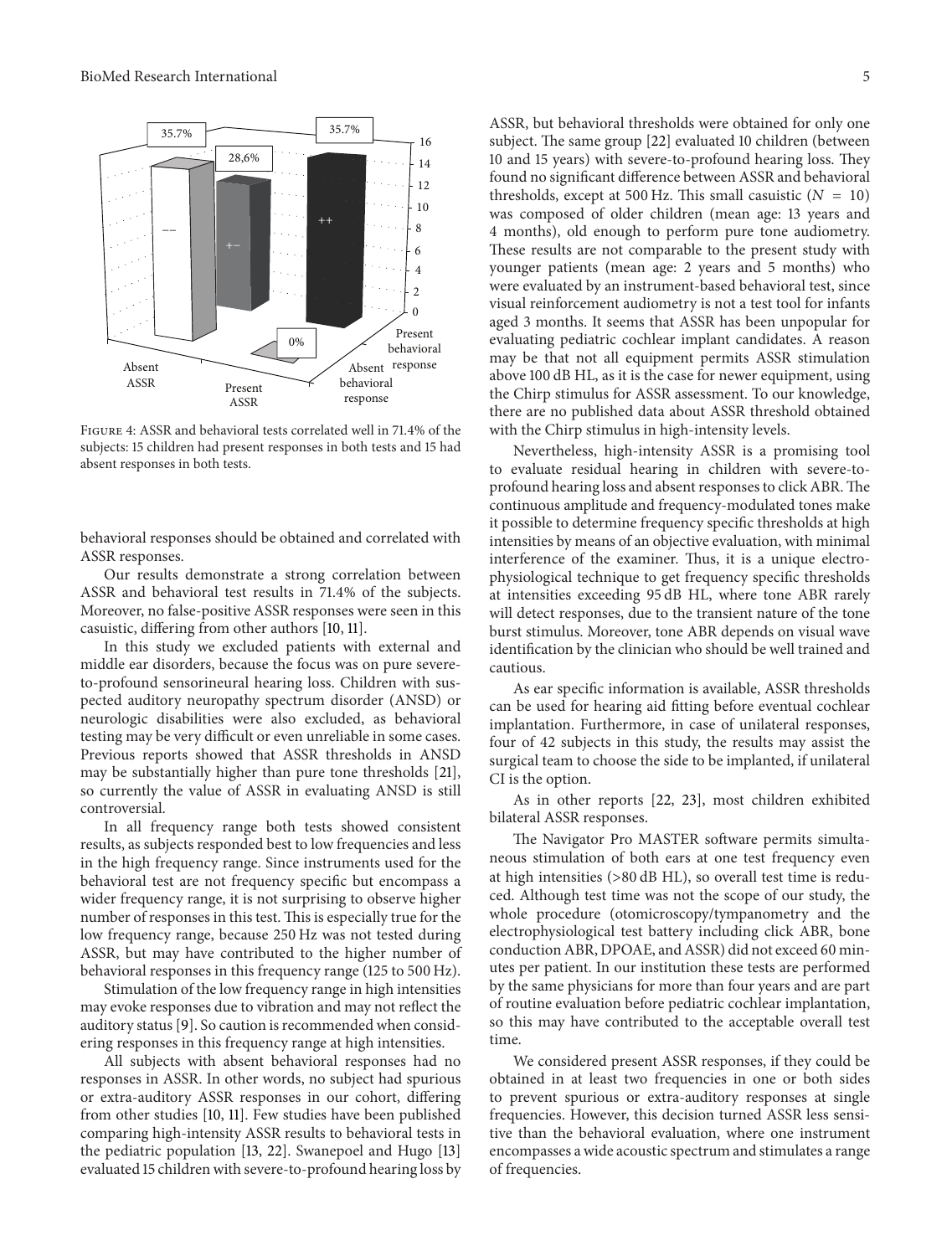Figure 4: ASSR and behavioral tests correlated well in 71.4% of the subjects: 15 children had present responses in both tests and 15 had absent responses in both tests.

behavioral responses should be obtained and correlated with ASSR responses.

Our results demonstrate a strong correlation between ASSR and behavioral test results in 71.4% of the subjects. Moreover, no false-positive ASSR responses were seen in this casuistic, differing from other authors [10, 11].

In this study we excluded patients with external and middle ear disorders, because the focus was on pure severe-to-profound sensorineural hearing loss. Children with suspected auditory neuropathy spectrum disorder (ANSD) or neurologic disabilities were also excluded, as behavioral testing may be very difficult or even unreliable in some cases. Previous reports showed that ASSR thresholds in ANSD may be substantially higher than pure tone thresholds [21], so currently the value of ASSR in evaluating ANSD is still controversial.

In all frequency range both tests showed consistent results, as subjects responded best to low frequencies and less in the high frequency range. Since instruments used for the behavioral test are not frequency specific but encompass a wider frequency range, it is not surprising to observe higher number of responses in this test. This is especially true for the low frequency range, because 250 Hz was not tested during ASSR, but may have contributed to the higher number of behavioral responses in this frequency range (125 to 500 Hz).

Stimulation of the low frequency range in high intensities may evoke responses due to vibration and may not reflect the auditory status [9]. So caution is recommended when considering responses in this frequency range at high intensities.

All subjects with absent behavioral responses had no responses in ASSR. In other words, no subject had spurious or extra-auditory ASSR responses in our cohort, differing from other studies [10, 11]. Few studies have been published comparing high-intensity ASSR results to behavioral tests in the pediatric population [13, 22]. Swanepoel and Hugo [13] evaluated 15 children with severe-to-profound hearing loss by ASSR, but behavioral thresholds were obtained for only one subject. The same group [22] evaluated 10 children (between 10 and 15 years) with severe-to-profound hearing loss. They found no significant difference between ASSR and behavioral thresholds, except at 500 Hz. This small casuistic ($N = 10$) was composed of older children (mean age: 13 years and 4 months), old enough to perform pure tone audiometry. These results are not comparable to the present study with younger patients (mean age: 2 years and 5 months) who were evaluated by an instrument-based behavioral test, since visual reinforcement audiometry is not a test tool for infants aged 3 months. It seems that ASSR has been unpopular for evaluating pediatric cochlear implant candidates. A reason may be that not all equipment permits ASSR stimulation above 100 dB HL, as it is the case for newer equipment, using the Chirp stimulus for ASSR assessment. To our knowledge, there are no published data about ASSR threshold obtained with the Chirp stimulus in high-intensity levels.

Nevertheless, high-intensity ASSR is a promising tool to evaluate residual hearing in children with severe-to-profound hearing loss and absent responses to click ABR. The continuous amplitude and frequency-modulated tones make it possible to determine frequency specific thresholds at high intensities by means of an objective evaluation, with minimal interference of the examiner. Thus, it is a unique electrophysiological technique to get frequency specific thresholds at intensities exceeding 95 dB HL, where tone ABR rarely will detect responses, due to the transient nature of the tone burst stimulus. Moreover, tone ABR depends on visual wave identification by the clinician who should be well trained and cautious.

As ear specific information is available, ASSR thresholds can be used for hearing aid fitting before eventual cochlear implantation. Furthermore, in case of unilateral responses, four of 42 subjects in this study, the results may assist the surgical team to choose the side to be implanted, if unilateral CI is the option.

As in other reports [22, 23], most children exhibited bilateral ASSR responses.

The Navigator Pro MASTER software permits simultaneous stimulation of both ears at one test frequency even at high intensities (>80 dB HL), so overall test time is reduced. Although test time was not the scope of our study, the whole procedure (otomicroscopy/tympanometry and the electrophysiological test battery including click ABR, bone conduction ABR, DPOAE, and ASSR) did not exceed 60 minutes per patient. In our institution these tests are performed by the same physicians for more than four years and are part of routine evaluation before pediatric cochlear implantation, so this may have contributed to the acceptable overall test time.

We considered present ASSR responses, if they could be obtained in at least two frequencies in one or both sides to prevent spurious or extra-auditory responses at single frequencies. However, this decision turned ASSR less sensitive than the behavioral evaluation, where one instrument encompasses a wide acoustic spectrum and stimulates a range of frequencies.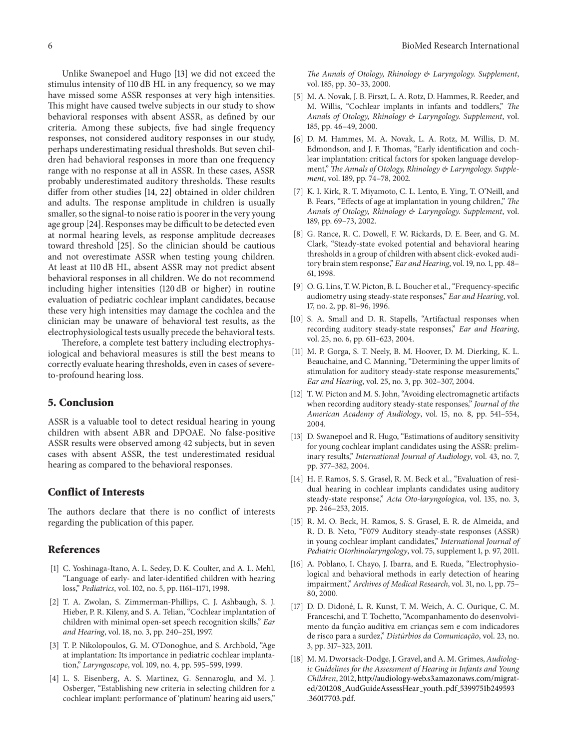Unlike Swanepoel and Hugo [13] we did not exceed the stimulus intensity of 110 dB HL in any frequency, so we may have missed some ASSR responses at very high intensities. This might have caused twelve subjects in our study to show behavioral responses with absent ASSR, as defined by our criteria. Among these subjects, five had single frequency responses, not considered auditory responses in our study, perhaps underestimating residual thresholds. But seven children had behavioral responses in more than one frequency range with no response at all in ASSR. In these cases, ASSR probably underestimated auditory thresholds. These results differ from other studies [14, 22] obtained in older children and adults. The response amplitude in children is usually smaller, so the signal-to noise ratio is poorer in the very young age group [24]. Responses may be difficult to be detected even at normal hearing levels, as response amplitude decreases toward threshold [25]. So the clinician should be cautious and not overestimate ASSR when testing young children. At least at 110 dB HL, absent ASSR may not predict absent behavioral responses in all children. We do not recommend including higher intensities (120 dB or higher) in routine evaluation of pediatric cochlear implant candidates, because these very high intensities may damage the cochlea and the clinician may be unaware of behavioral test results, as the electrophysiological tests usually precede the behavioral tests.

Therefore, a complete test battery including electrophysiological and behavioral measures is still the best means to correctly evaluate hearing thresholds, even in cases of severe-to-profound hearing loss.

## 5. Conclusion

ASSR is a valuable tool to detect residual hearing in young children with absent ABR and DPOAE. No false-positive ASSR results were observed among 42 subjects, but in seven cases with absent ASSR, the test underestimated residual hearing as compared to the behavioral responses.

## Conflict of Interests

The authors declare that there is no conflict of interests regarding the publication of this paper.

## References

[1] C. Yoshinaga-Itano, A. L. Sedey, D. K. Coulter, and A. L. Mehl, "Language of early- and later-identified children with hearing loss," *Pediatrics*, vol. 102, no. 5, pp. 1161–1171, 1998.

[2] T. A. Zwolan, S. Zimmerman-Phillips, C. J. Ashbaugh, S. J. Hieber, P. R. Kileny, and S. A. Telian, "Cochlear implantation of children with minimal open-set speech recognition skills," *Ear and Hearing*, vol. 18, no. 3, pp. 240–251, 1997.

[3] T. P. Nikolopoulos, G. M. O'Donoghue, and S. Archbold, "Age at implantation: Its importance in pediatric cochlear implantation," *Laryngoscope*, vol. 109, no. 4, pp. 595–599, 1999.

[4] L. S. Eisenberg, A. S. Martinez, G. Sennaroglu, and M. J. Osberger, "Establishing new criteria in selecting children for a cochlear implant: performance of 'platinum' hearing aid users," *The Annals of Otology, Rhinology & Laryngology. Supplement*, vol. 185, pp. 30–33, 2000.

[5] M. A. Novak, J. B. Firszt, L. A. Rotz, D. Hammes, R. Reeder, and M. Willis, "Cochlear implants in infants and toddlers," *The Annals of Otology, Rhinology & Laryngology. Supplement*, vol. 185, pp. 46–49, 2000.

[6] D. M. Hammes, M. A. Novak, L. A. Rotz, M. Willis, D. M. Edmondson, and J. F. Thomas, "Early identification and cochlear implantation: critical factors for spoken language development," *The Annals of Otology, Rhinology & Laryngology. Supplement*, vol. 189, pp. 74–78, 2002.

[7] K. I. Kirk, R. T. Miyamoto, C. L. Lento, E. Ying, T. O'Neill, and B. Fears, "Effects of age at implantation in young children," *The Annals of Otology, Rhinology & Laryngology. Supplement*, vol. 189, pp. 69–73, 2002.

[8] G. Rance, R. C. Dowell, F. W. Rickards, D. E. Beer, and G. M. Clark, "Steady-state evoked potential and behavioral hearing thresholds in a group of children with absent click-evoked auditory brain stem response," *Ear and Hearing*, vol. 19, no. 1, pp. 48–61, 1998.

[9] O. G. Lins, T. W. Picton, B. L. Boucher et al., "Frequency-specific audiometry using steady-state responses," *Ear and Hearing*, vol. 17, no. 2, pp. 81–96, 1996.

[10] S. A. Small and D. R. Stapells, "Artifactual responses when recording auditory steady-state responses," *Ear and Hearing*, vol. 25, no. 6, pp. 611–623, 2004.

[11] M. P. Gorga, S. T. Neely, B. M. Hoover, D. M. Dierking, K. L. Beauchaine, and C. Manning, "Determining the upper limits of stimulation for auditory steady-state response measurements," *Ear and Hearing*, vol. 25, no. 3, pp. 302–307, 2004.

[12] T. W. Picton and M. S. John, "Avoiding electromagnetic artifacts when recording auditory steady-state responses," *Journal of the American Academy of Audiology*, vol. 15, no. 8, pp. 541–554, 2004.

[13] D. Swanepoel and R. Hugo, "Estimations of auditory sensitivity for young cochlear implant candidates using the ASSR: preliminary results," *International Journal of Audiology*, vol. 43, no. 7, pp. 377–382, 2004.

[14] H. F. Ramos, S. S. Grasel, R. M. Beck et al., "Evaluation of residual hearing in cochlear implants candidates using auditory steady-state response," *Acta Oto-laryngologica*, vol. 135, no. 3, pp. 246–253, 2015.

[15] R. M. O. Beck, H. Ramos, S. S. Grasel, E. R. de Almeida, and R. D. B. Neto, "F079 Auditory steady-state responses (ASSR) in young cochlear implant candidates," *International Journal of Pediatric Otorhinolaryngology*, vol. 75, supplement 1, p. 97, 2011.

[16] A. Poblano, I. Chayo, J. Ibarra, and E. Rueda, "Electrophysiological and behavioral methods in early detection of hearing impairment," *Archives of Medical Research*, vol. 31, no. 1, pp. 75–80, 2000.

[17] D. D. Didoné, L. R. Kunst, T. M. Weich, A. C. Ourique, C. M. Franceschi, and T. Tochetto, "Acompanhamento do desenvolvimento da função auditiva em crianças sem e com indicadores de risco para a surdez," *Distúrbios da Comunicação*, vol. 23, no. 3, pp. 317–323, 2011.

[18] M. M. Dworsack-Dodge, J. Gravel, and A. M. Grimes, *Audiologic Guidelines for the Assessment of Hearing in Infants and Young Children*, 2012, http://audiology-web.s3.amazonaws.com/migrated/201208_AudGuideAssessHear_youth.pdf_5399751b249593.36017703.pdf.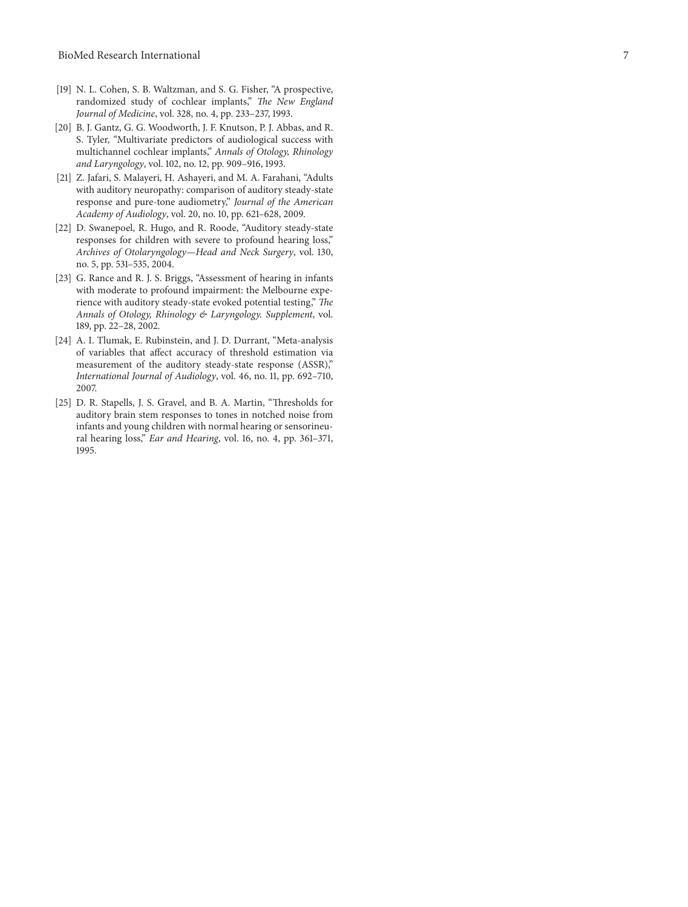[19] N. L. Cohen, S. B. Waltzman, and S. G. Fisher, "A prospective, randomized study of cochlear implants," *The New England Journal of Medicine*, vol. 328, no. 4, pp. 233–237, 1993.

[20] B. J. Gantz, G. G. Woodworth, J. F. Knutson, P. J. Abbas, and R. S. Tyler, "Multivariate predictors of audiological success with multichannel cochlear implants," *Annals of Otology, Rhinology and Laryngology*, vol. 102, no. 12, pp. 909–916, 1993.

[21] Z. Jafari, S. Malayeri, H. Ashayeri, and M. A. Farahani, "Adults with auditory neuropathy: comparison of auditory steady-state response and pure-tone audiometry," *Journal of the American Academy of Audiology*, vol. 20, no. 10, pp. 621–628, 2009.

[22] D. Swanepoel, R. Hugo, and R. Roode, "Auditory steady-state responses for children with severe to profound hearing loss," *Archives of Otolaryngology—Head and Neck Surgery*, vol. 130, no. 5, pp. 531–535, 2004.

[23] G. Rance and R. J. S. Briggs, "Assessment of hearing in infants with moderate to profound impairment: the Melbourne experience with auditory steady-state evoked potential testing," *The Annals of Otology, Rhinology & Laryngology. Supplement*, vol. 189, pp. 22–28, 2002.

[24] A. I. Tlumak, E. Rubinstein, and J. D. Durrant, "Meta-analysis of variables that affect accuracy of threshold estimation via measurement of the auditory steady-state response (ASSR)," *International Journal of Audiology*, vol. 46, no. 11, pp. 692–710, 2007.

[25] D. R. Stapells, J. S. Gravel, and B. A. Martin, "Thresholds for auditory brain stem responses to tones in notched noise from infants and young children with normal hearing or sensorineural hearing loss," *Ear and Hearing*, vol. 16, no. 4, pp. 361–371, 1995.